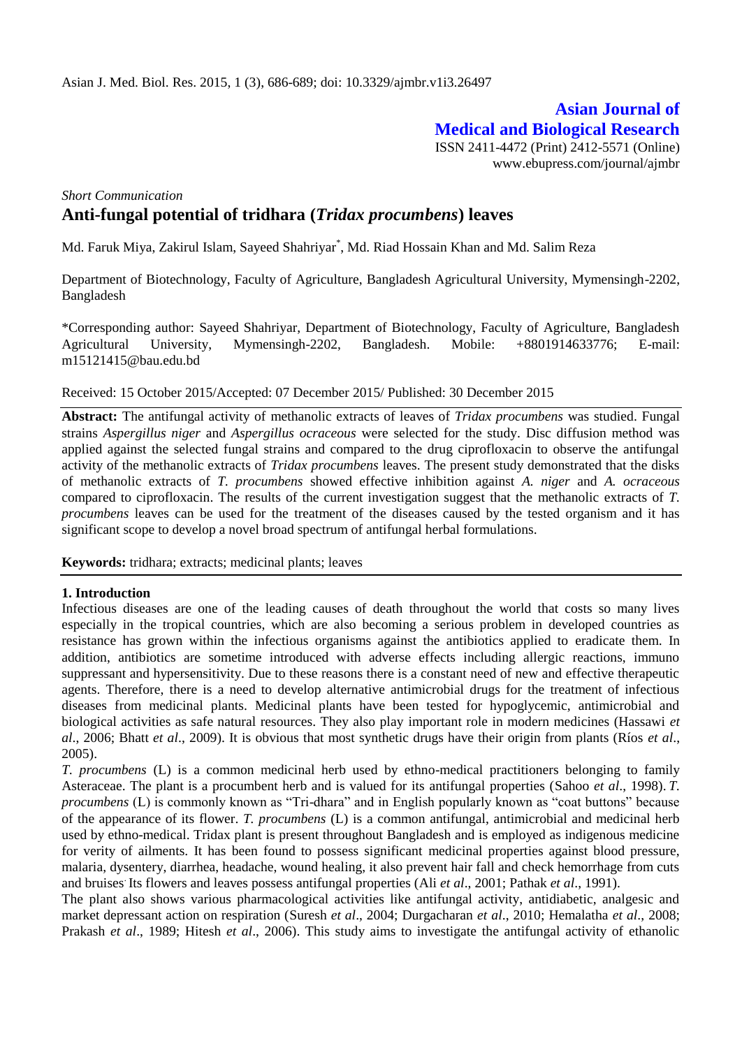# Asian Journal of Medical and Biological Research

ISSN 2411-4472 (Print) 2412-5571 (Online)
www.ebupress.com/journal/ajmbr

*Short Communication*

## Anti-fungal potential of tridhara (*Tridax procumbens*) leaves

Md. Faruk Miya, Zakirul Islam, Sayeed Shahriyar*, Md. Riad Hossain Khan and Md. Salim Reza

Department of Biotechnology, Faculty of Agriculture, Bangladesh Agricultural University, Mymensingh-2202, Bangladesh

*Corresponding author: Sayeed Shahriyar, Department of Biotechnology, Faculty of Agriculture, Bangladesh Agricultural University, Mymensingh-2202, Bangladesh. Mobile: +8801914633776; E-mail: m15121415@bau.edu.bd

Received: 15 October 2015/Accepted: 07 December 2015/ Published: 30 December 2015

**Abstract:** The antifungal activity of methanolic extracts of leaves of *Tridax procumbens* was studied. Fungal strains *Aspergillus niger* and *Aspergillus ocraceous* were selected for the study. Disc diffusion method was applied against the selected fungal strains and compared to the drug ciprofloxacin to observe the antifungal activity of the methanolic extracts of *Tridax procumbens* leaves. The present study demonstrated that the disks of methanolic extracts of *T. procumbens* showed effective inhibition against *A. niger* and *A. ocraceous* compared to ciprofloxacin. The results of the current investigation suggest that the methanolic extracts of *T. procumbens* leaves can be used for the treatment of the diseases caused by the tested organism and it has significant scope to develop a novel broad spectrum of antifungal herbal formulations.

**Keywords:** tridhara; extracts; medicinal plants; leaves

### 1. Introduction

Infectious diseases are one of the leading causes of death throughout the world that costs so many lives especially in the tropical countries, which are also becoming a serious problem in developed countries as resistance has grown within the infectious organisms against the antibiotics applied to eradicate them. In addition, antibiotics are sometime introduced with adverse effects including allergic reactions, immuno suppressant and hypersensitivity. Due to these reasons there is a constant need of new and effective therapeutic agents. Therefore, there is a need to develop alternative antimicrobial drugs for the treatment of infectious diseases from medicinal plants. Medicinal plants have been tested for hypoglycemic, antimicrobial and biological activities as safe natural resources. They also play important role in modern medicines (Hassawi *et al*., 2006; Bhatt *et al*., 2009). It is obvious that most synthetic drugs have their origin from plants (Ríos *et al*., 2005).

*T. procumbens* (L) is a common medicinal herb used by ethno-medical practitioners belonging to family Asteraceae. The plant is a procumbent herb and is valued for its antifungal properties (Sahoo *et al*., 1998). *T. procumbens* (L) is commonly known as "Tri-dhara" and in English popularly known as "coat buttons" because of the appearance of its flower. *T. procumbens* (L) is a common antifungal, antimicrobial and medicinal herb used by ethno-medical. Tridax plant is present throughout Bangladesh and is employed as indigenous medicine for verity of ailments. It has been found to possess significant medicinal properties against blood pressure, malaria, dysentery, diarrhea, headache, wound healing, it also prevent hair fall and check hemorrhage from cuts and bruises. Its flowers and leaves possess antifungal properties (Ali *et al*., 2001; Pathak *et al*., 1991).

The plant also shows various pharmacological activities like antifungal activity, antidiabetic, analgesic and market depressant action on respiration (Suresh *et al*., 2004; Durgacharan *et al*., 2010; Hemalatha *et al*., 2008; Prakash *et al*., 1989; Hitesh *et al*., 2006). This study aims to investigate the antifungal activity of ethanolic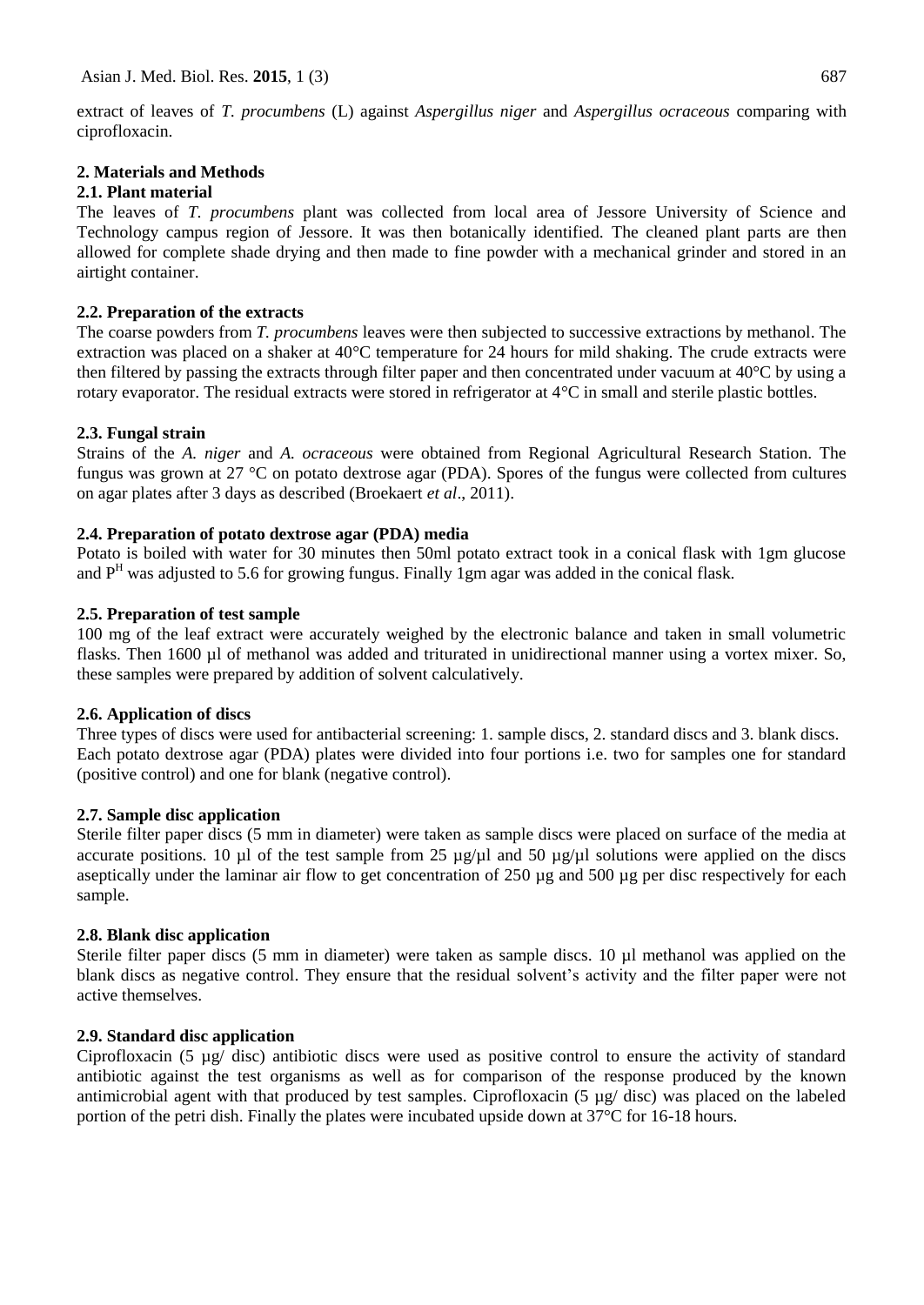extract of leaves of *T. procumbens* (L) against *Aspergillus niger* and *Aspergillus ocraceous* comparing with ciprofloxacin.

## 2. Materials and Methods

### 2.1. Plant material

The leaves of *T. procumbens* plant was collected from local area of Jessore University of Science and Technology campus region of Jessore. It was then botanically identified. The cleaned plant parts are then allowed for complete shade drying and then made to fine powder with a mechanical grinder and stored in an airtight container.

### 2.2. Preparation of the extracts

The coarse powders from *T. procumbens* leaves were then subjected to successive extractions by methanol. The extraction was placed on a shaker at 40°C temperature for 24 hours for mild shaking. The crude extracts were then filtered by passing the extracts through filter paper and then concentrated under vacuum at 40°C by using a rotary evaporator. The residual extracts were stored in refrigerator at 4°C in small and sterile plastic bottles.

### 2.3. Fungal strain

Strains of the *A. niger* and *A. ocraceous* were obtained from Regional Agricultural Research Station. The fungus was grown at 27 °C on potato dextrose agar (PDA). Spores of the fungus were collected from cultures on agar plates after 3 days as described (Broekaert *et al*., 2011).

### 2.4. Preparation of potato dextrose agar (PDA) media

Potato is boiled with water for 30 minutes then 50ml potato extract took in a conical flask with 1gm glucose and $P^H$ was adjusted to 5.6 for growing fungus. Finally 1gm agar was added in the conical flask.

### 2.5. Preparation of test sample

100 mg of the leaf extract were accurately weighed by the electronic balance and taken in small volumetric flasks. Then 1600 µl of methanol was added and triturated in unidirectional manner using a vortex mixer. So, these samples were prepared by addition of solvent calculatively.

### 2.6. Application of discs

Three types of discs were used for antibacterial screening: 1. sample discs, 2. standard discs and 3. blank discs. Each potato dextrose agar (PDA) plates were divided into four portions i.e. two for samples one for standard (positive control) and one for blank (negative control).

### 2.7. Sample disc application

Sterile filter paper discs (5 mm in diameter) were taken as sample discs were placed on surface of the media at accurate positions. 10 µl of the test sample from 25 µg/µl and 50 µg/µl solutions were applied on the discs aseptically under the laminar air flow to get concentration of 250 µg and 500 µg per disc respectively for each sample.

### 2.8. Blank disc application

Sterile filter paper discs (5 mm in diameter) were taken as sample discs. 10 µl methanol was applied on the blank discs as negative control. They ensure that the residual solvent's activity and the filter paper were not active themselves.

### 2.9. Standard disc application

Ciprofloxacin (5 µg/ disc) antibiotic discs were used as positive control to ensure the activity of standard antibiotic against the test organisms as well as for comparison of the response produced by the known antimicrobial agent with that produced by test samples. Ciprofloxacin (5 µg/ disc) was placed on the labeled portion of the petri dish. Finally the plates were incubated upside down at 37°C for 16-18 hours.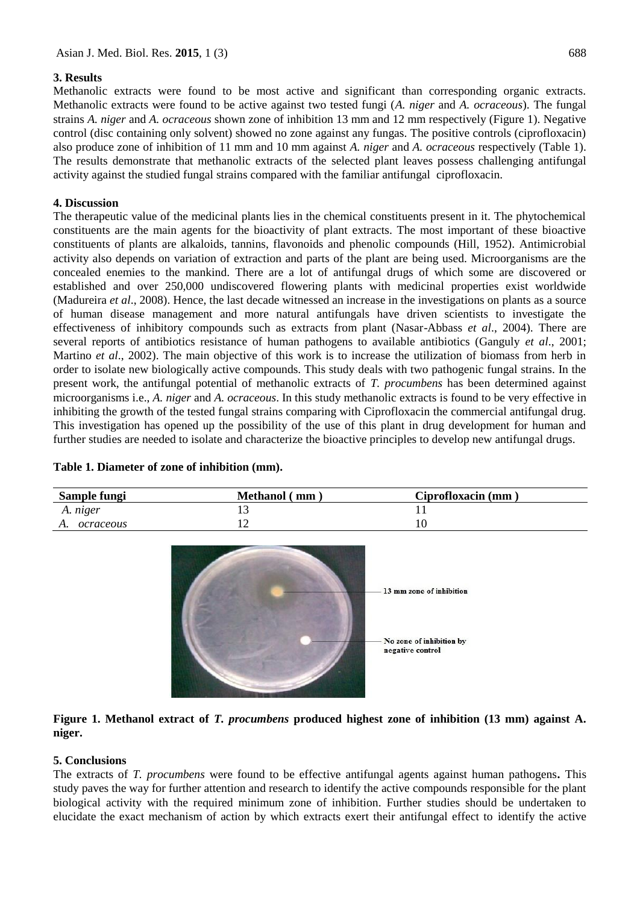## 3. Results

Methanolic extracts were found to be most active and significant than corresponding organic extracts. Methanolic extracts were found to be active against two tested fungi (*A. niger* and *A. ocraceous*). The fungal strains *A. niger* and *A. ocraceous* shown zone of inhibition 13 mm and 12 mm respectively (Figure 1). Negative control (disc containing only solvent) showed no zone against any fungas. The positive controls (ciprofloxacin) also produce zone of inhibition of 11 mm and 10 mm against *A. niger* and *A. ocraceous* respectively (Table 1). The results demonstrate that methanolic extracts of the selected plant leaves possess challenging antifungal activity against the studied fungal strains compared with the familiar antifungal ciprofloxacin.

## 4. Discussion

The therapeutic value of the medicinal plants lies in the chemical constituents present in it. The phytochemical constituents are the main agents for the bioactivity of plant extracts. The most important of these bioactive constituents of plants are alkaloids, tannins, flavonoids and phenolic compounds (Hill, 1952). Antimicrobial activity also depends on variation of extraction and parts of the plant are being used. Microorganisms are the concealed enemies to the mankind. There are a lot of antifungal drugs of which some are discovered or established and over 250,000 undiscovered flowering plants with medicinal properties exist worldwide (Madureira *et al*., 2008). Hence, the last decade witnessed an increase in the investigations on plants as a source of human disease management and more natural antifungals have driven scientists to investigate the effectiveness of inhibitory compounds such as extracts from plant (Nasar-Abbass *et al*., 2004). There are several reports of antibiotics resistance of human pathogens to available antibiotics (Ganguly *et al*., 2001; Martino *et al*., 2002). The main objective of this work is to increase the utilization of biomass from herb in order to isolate new biologically active compounds. This study deals with two pathogenic fungal strains. In the present work, the antifungal potential of methanolic extracts of *T. procumbens* has been determined against microorganisms i.e., *A. niger* and *A. ocraceous*. In this study methanolic extracts is found to be very effective in inhibiting the growth of the tested fungal strains comparing with Ciprofloxacin the commercial antifungal drug. This investigation has opened up the possibility of the use of this plant in drug development for human and further studies are needed to isolate and characterize the bioactive principles to develop new antifungal drugs.

**Table 1. Diameter of zone of inhibition (mm).**

| Sample fungi | Methanol ( mm ) | Ciprofloxacin (mm ) |
|---|---|---|
| *A. niger* | 13 | 11 |
| *A. ocraceous* | 12 | 10 |

13 mm zone of inhibition

No zone of inhibition by negative control

**Figure 1. Methanol extract of *T. procumbens* produced highest zone of inhibition (13 mm) against A. niger.**

## 5. Conclusions

The extracts of *T. procumbens* were found to be effective antifungal agents against human pathogens**.** This study paves the way for further attention and research to identify the active compounds responsible for the plant biological activity with the required minimum zone of inhibition. Further studies should be undertaken to elucidate the exact mechanism of action by which extracts exert their antifungal effect to identify the active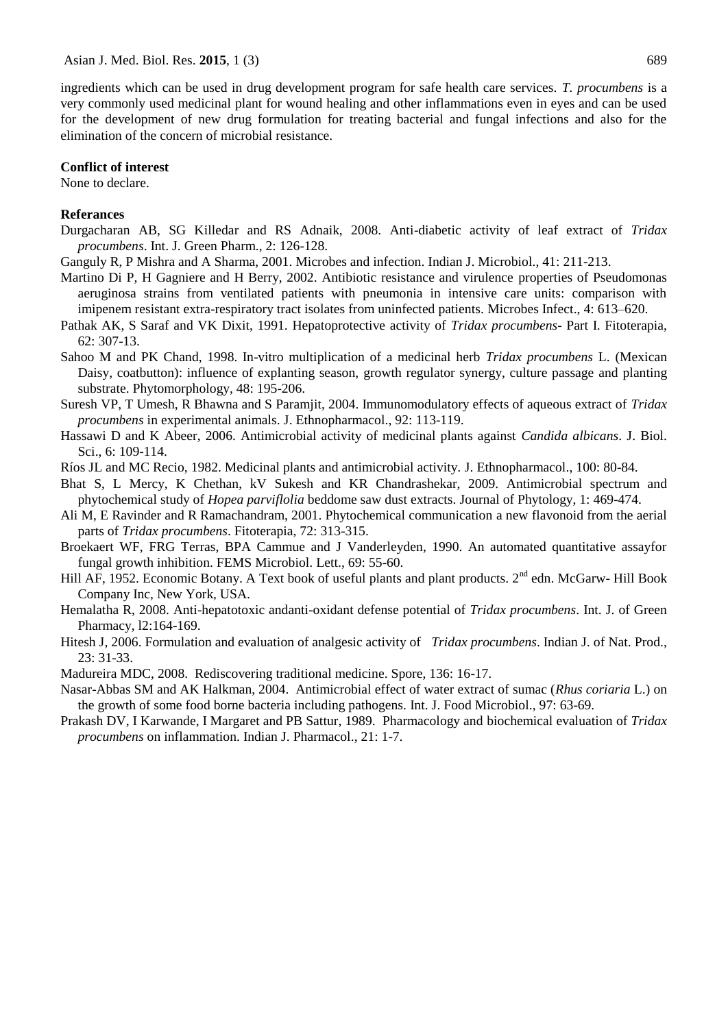ingredients which can be used in drug development program for safe health care services. *T. procumbens* is a very commonly used medicinal plant for wound healing and other inflammations even in eyes and can be used for the development of new drug formulation for treating bacterial and fungal infections and also for the elimination of the concern of microbial resistance.

**Conflict of interest**

None to declare.

**Referances**

Durgacharan AB, SG Killedar and RS Adnaik, 2008. Anti-diabetic activity of leaf extract of *Tridax procumbens*. Int. J. Green Pharm., 2: 126-128.

Ganguly R, P Mishra and A Sharma, 2001. Microbes and infection. Indian J. Microbiol., 41: 211-213.

Martino Di P, H Gagniere and H Berry, 2002. Antibiotic resistance and virulence properties of Pseudomonas aeruginosa strains from ventilated patients with pneumonia in intensive care units: comparison with imipenem resistant extra-respiratory tract isolates from uninfected patients. Microbes Infect., 4: 613–620.

Pathak AK, S Saraf and VK Dixit, 1991. Hepatoprotective activity of *Tridax procumbens*- Part I. Fitoterapia, 62: 307-13.

Sahoo M and PK Chand, 1998. In-vitro multiplication of a medicinal herb *Tridax procumbens* L. (Mexican Daisy, coatbutton): influence of explanting season, growth regulator synergy, culture passage and planting substrate. Phytomorphology, 48: 195-206.

Suresh VP, T Umesh, R Bhawna and S Paramjit, 2004. Immunomodulatory effects of aqueous extract of *Tridax procumbens* in experimental animals. J. Ethnopharmacol., 92: 113-119.

Hassawi D and K Abeer, 2006. Antimicrobial activity of medicinal plants against *Candida albicans*. J. Biol. Sci., 6: 109-114.

Ríos JL and MC Recio, 1982. Medicinal plants and antimicrobial activity. J. Ethnopharmacol., 100: 80-84.

Bhat S, L Mercy, K Chethan, kV Sukesh and KR Chandrashekar, 2009. Antimicrobial spectrum and phytochemical study of *Hopea parviflolia* beddome saw dust extracts. Journal of Phytology, 1: 469-474.

Ali M, E Ravinder and R Ramachandram, 2001. Phytochemical communication a new flavonoid from the aerial parts of *Tridax procumbens*. Fitoterapia, 72: 313-315.

Broekaert WF, FRG Terras, BPA Cammue and J Vanderleyden, 1990. An automated quantitative assayfor fungal growth inhibition. FEMS Microbiol. Lett., 69: 55-60.

Hill AF, 1952. Economic Botany. A Text book of useful plants and plant products. 2nd edn. McGarw- Hill Book Company Inc, New York, USA.

Hemalatha R, 2008. Anti-hepatotoxic andanti-oxidant defense potential of *Tridax procumbens*. Int. J. of Green Pharmacy, l2:164-169.

Hitesh J, 2006. Formulation and evaluation of analgesic activity of *Tridax procumbens*. Indian J. of Nat. Prod., 23: 31-33.

Madureira MDC, 2008. Rediscovering traditional medicine. Spore, 136: 16-17.

Nasar-Abbas SM and AK Halkman, 2004. Antimicrobial effect of water extract of sumac (*Rhus coriaria* L.) on the growth of some food borne bacteria including pathogens. Int. J. Food Microbiol., 97: 63-69.

Prakash DV, I Karwande, I Margaret and PB Sattur, 1989. Pharmacology and biochemical evaluation of *Tridax procumbens* on inflammation. Indian J. Pharmacol., 21: 1-7.